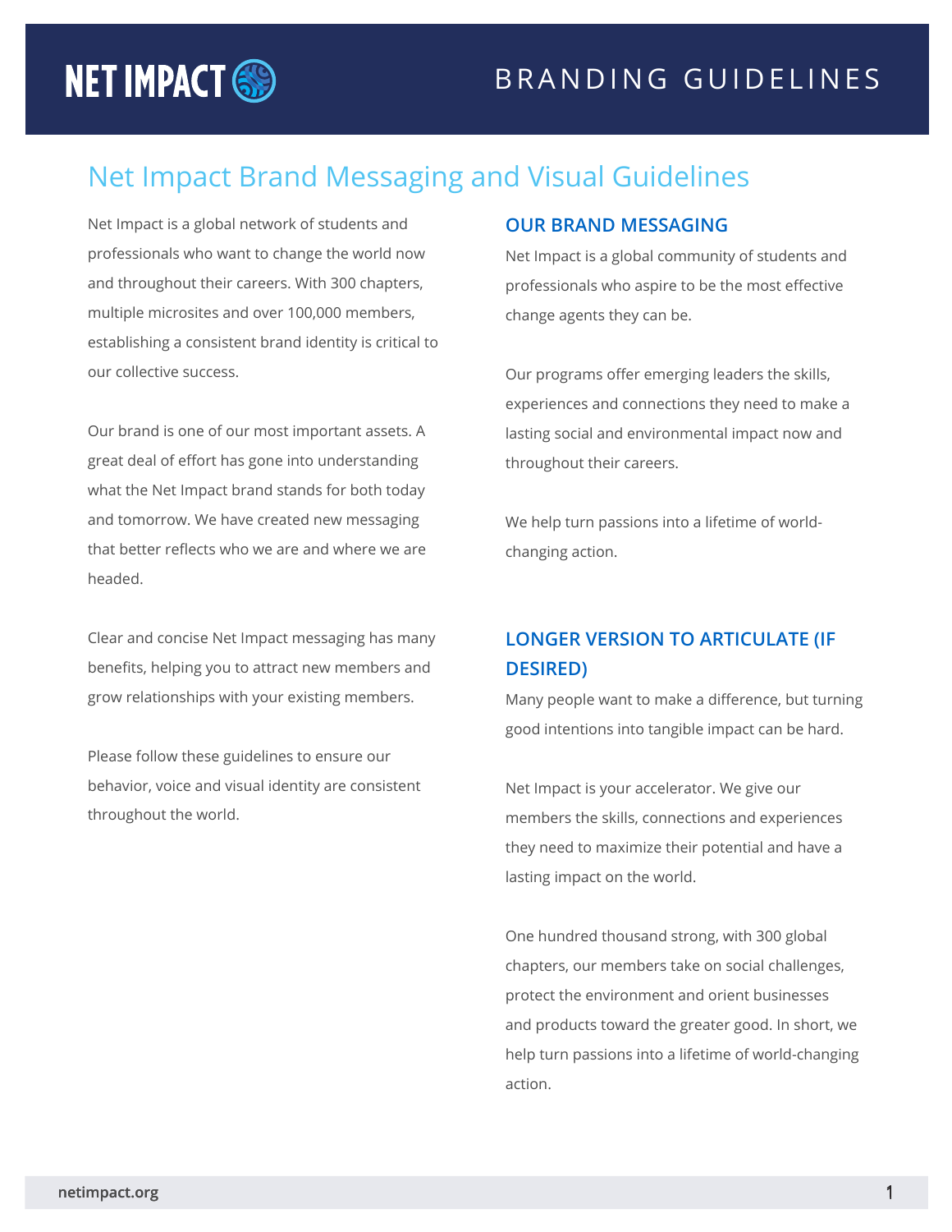NET IMPACT

BRANDING GUIDELINES

# Net Impact Brand Messaging and Visual Guidelines

Net Impact is a global network of students and professionals who want to change the world now and throughout their careers. With 300 chapters, multiple microsites and over 100,000 members, establishing a consistent brand identity is critical to our collective success.

Our brand is one of our most important assets. A great deal of effort has gone into understanding what the Net Impact brand stands for both today and tomorrow. We have created new messaging that better reflects who we are and where we are headed.

Clear and concise Net Impact messaging has many benefits, helping you to attract new members and grow relationships with your existing members.

Please follow these guidelines to ensure our behavior, voice and visual identity are consistent throughout the world.

## OUR BRAND MESSAGING

Net Impact is a global community of students and professionals who aspire to be the most effective change agents they can be.

Our programs offer emerging leaders the skills, experiences and connections they need to make a lasting social and environmental impact now and throughout their careers.

We help turn passions into a lifetime of world-changing action.

## LONGER VERSION TO ARTICULATE (IF DESIRED)

Many people want to make a difference, but turning good intentions into tangible impact can be hard.

Net Impact is your accelerator. We give our members the skills, connections and experiences they need to maximize their potential and have a lasting impact on the world.

One hundred thousand strong, with 300 global chapters, our members take on social challenges, protect the environment and orient businesses and products toward the greater good. In short, we help turn passions into a lifetime of world-changing action.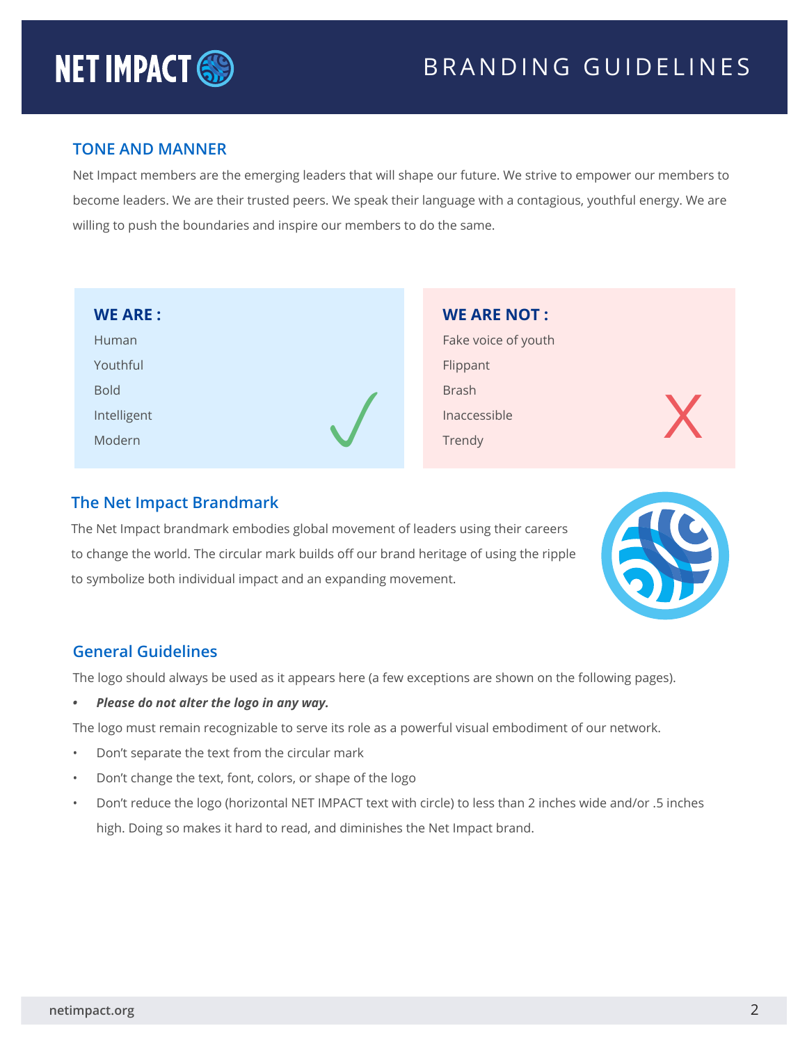## TONE AND MANNER

Net Impact members are the emerging leaders that will shape our future. We strive to empower our members to become leaders. We are their trusted peers. We speak their language with a contagious, youthful energy. We are willing to push the boundaries and inspire our members to do the same.

**WE ARE :**

Human
Youthful
Bold
Intelligent
Modern

**WE ARE NOT :**

Fake voice of youth
Flippant
Brash
Inaccessible
Trendy

## The Net Impact Brandmark

The Net Impact brandmark embodies global movement of leaders using their careers to change the world. The circular mark builds off our brand heritage of using the ripple to symbolize both individual impact and an expanding movement.

## General Guidelines

The logo should always be used as it appears here (a few exceptions are shown on the following pages).

- ***Please do not alter the logo in any way.***

The logo must remain recognizable to serve its role as a powerful visual embodiment of our network.

- Don't separate the text from the circular mark
- Don't change the text, font, colors, or shape of the logo
- Don't reduce the logo (horizontal NET IMPACT text with circle) to less than 2 inches wide and/or .5 inches high. Doing so makes it hard to read, and diminishes the Net Impact brand.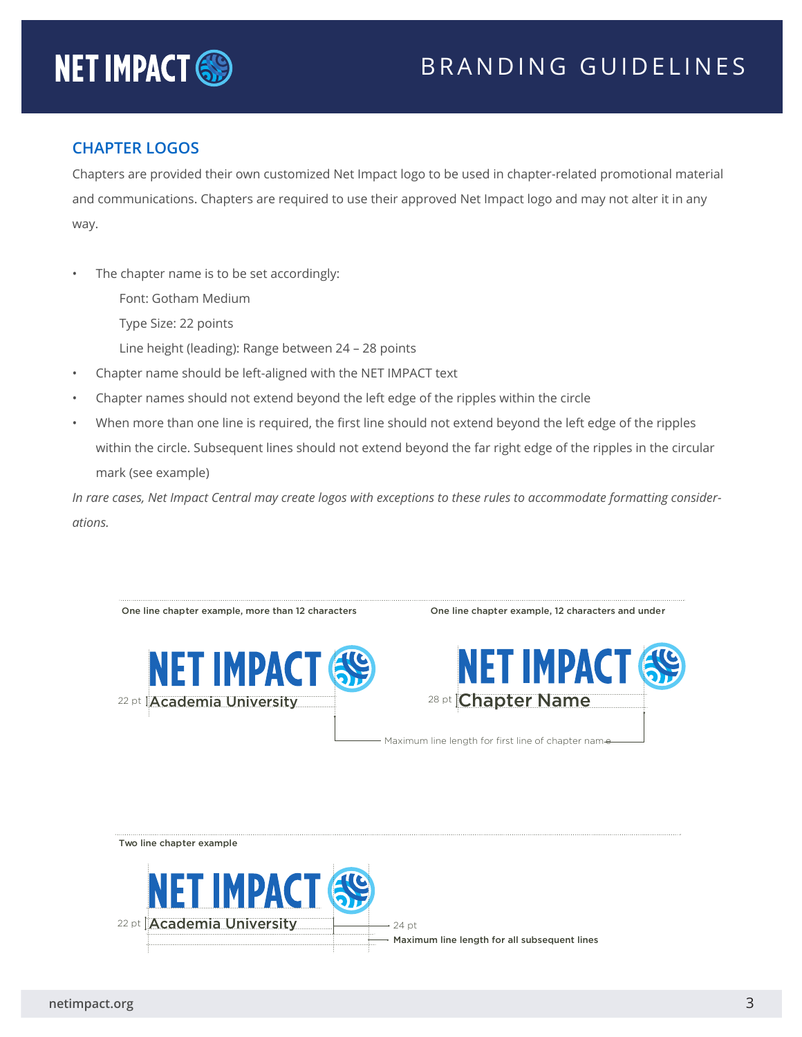## CHAPTER LOGOS

Chapters are provided their own customized Net Impact logo to be used in chapter-related promotional material and communications. Chapters are required to use their approved Net Impact logo and may not alter it in any way.

- The chapter name is to be set accordingly:

  Font: Gotham Medium

  Type Size: 22 points

  Line height (leading): Range between 24 – 28 points
- Chapter name should be left-aligned with the NET IMPACT text
- Chapter names should not extend beyond the left edge of the ripples within the circle
- When more than one line is required, the first line should not extend beyond the left edge of the ripples within the circle. Subsequent lines should not extend beyond the far right edge of the ripples in the circular mark (see example)

*In rare cases, Net Impact Central may create logos with exceptions to these rules to accommodate formatting considerations.*

One line chapter example, more than 12 characters

NET IMPACT

22 pt Academia University

One line chapter example, 12 characters and under

NET IMPACT

28 pt Chapter Name

Maximum line length for first line of chapter name

Two line chapter example

NET IMPACT

22 pt Academia University

24 pt

Maximum line length for all subsequent lines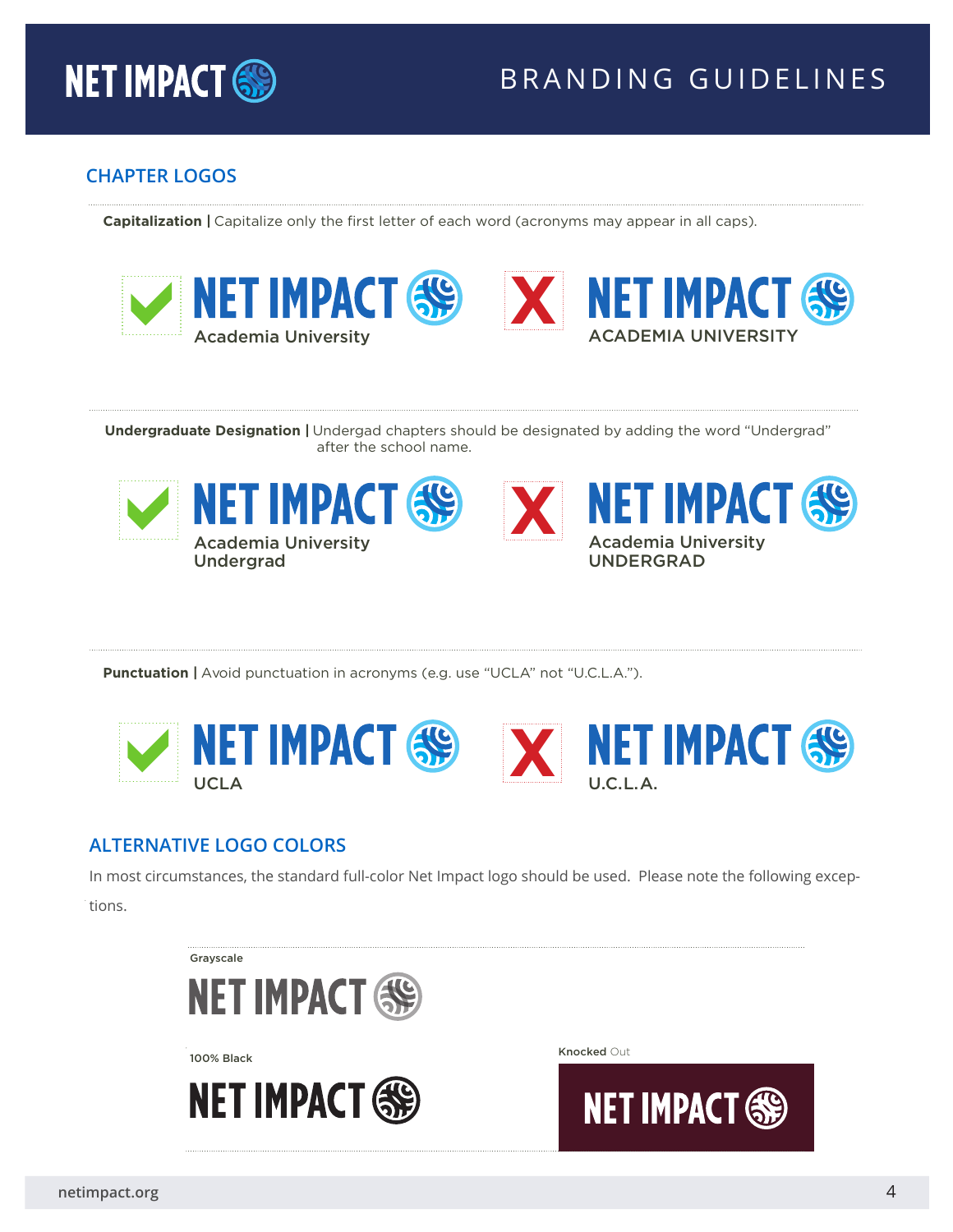## CHAPTER LOGOS

**Capitalization |** Capitalize only the first letter of each word (acronyms may appear in all caps).

✓ NET IMPACT
Academia University

✗ NET IMPACT
ACADEMIA UNIVERSITY

**Undergraduate Designation |** Undergad chapters should be designated by adding the word "Undergrad" after the school name.

✓ NET IMPACT
Academia University
Undergrad

✗ NET IMPACT
Academia University
UNDERGRAD

**Punctuation |** Avoid punctuation in acronyms (e.g. use "UCLA" not "U.C.L.A.").

✓ NET IMPACT
UCLA

✗ NET IMPACT
U.C.L.A.

## ALTERNATIVE LOGO COLORS

In most circumstances, the standard full-color Net Impact logo should be used. Please note the following exceptions.

**Grayscale**

NET IMPACT

**100% Black**

NET IMPACT

**Knocked** Out

NET IMPACT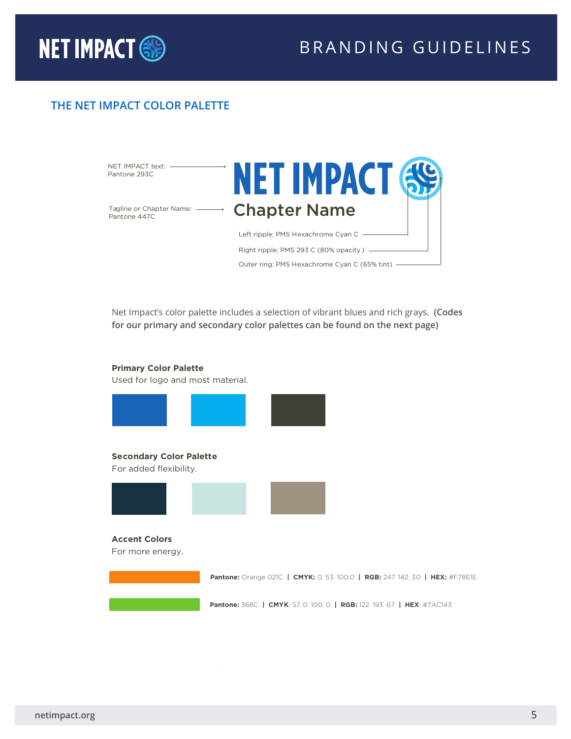## THE NET IMPACT COLOR PALETTE

NET IMPACT text: Pantone 293C

Tagline or Chapter Name: Pantone 447C

Left ripple: PMS Hexachrome Cyan C

Right ripple: PMS 293 C (80% opacity )

Outer ring: PMS Hexachrome Cyan C (65% tint)

Net Impact's color palette includes a selection of vibrant blues and rich grays. **(Codes for our primary and secondary color palettes can be found on the next page)**

**Primary Color Palette**

Used for logo and most material.

**Secondary Color Palette**

For added flexibility.

**Accent Colors**

For more energy.

**Pantone:** Orange 021C | **CMYK:** 0. 53. 100.0 | **RGB:** 247. 142. 30 | **HEX:** #F78E1E

**Pantone:** 368C | **CMYK**: 57. 0. 100. 0 | **RGB:** 122. 193. 67 | **HEX**: #7AC143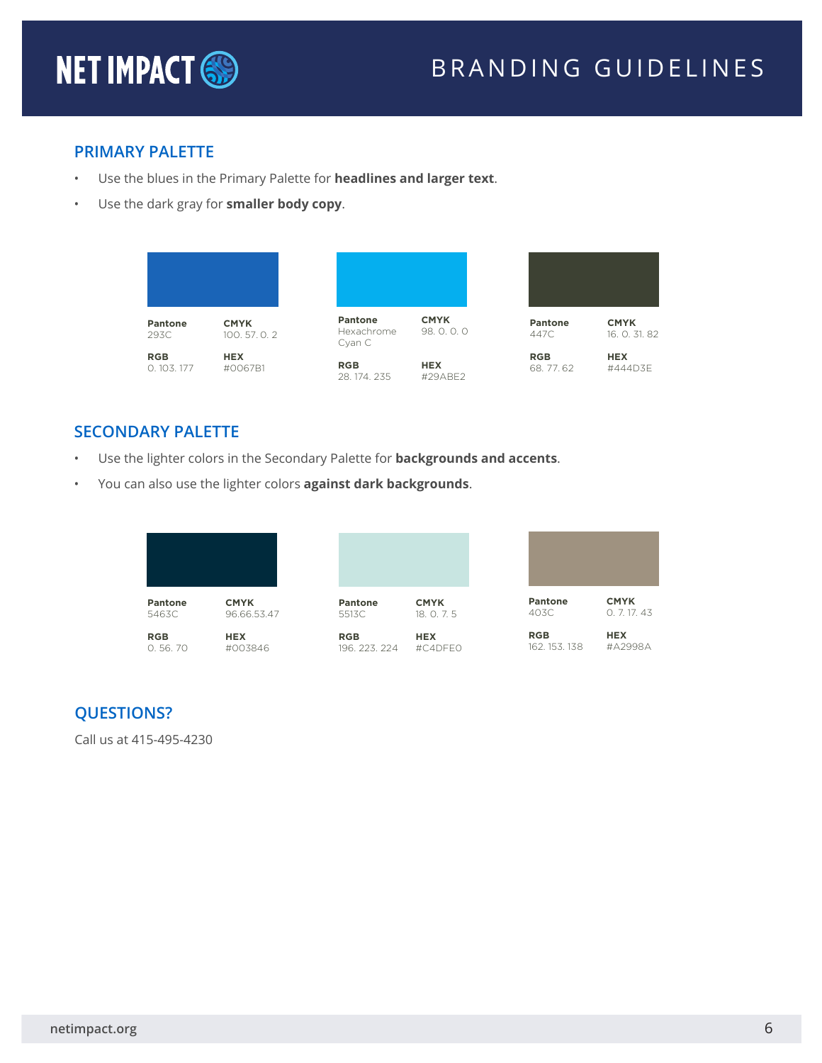NET IMPACT

BRANDING GUIDELINES

## PRIMARY PALETTE

- Use the blues in the Primary Palette for **headlines and larger text**.
- Use the dark gray for **smaller body copy**.

**Pantone**
293C

**CMYK**
100. 57. 0. 2

**RGB**
0. 103. 177

**HEX**
#0067B1

**Pantone**
Hexachrome Cyan C

**CMYK**
98. 0. 0. 0

**RGB**
28. 174. 235

**HEX**
#29ABE2

**Pantone**
447C

**CMYK**
16. 0. 31. 82

**RGB**
68. 77. 62

**HEX**
#444D3E

## SECONDARY PALETTE

- Use the lighter colors in the Secondary Palette for **backgrounds and accents**.
- You can also use the lighter colors **against dark backgrounds**.

**Pantone**
5463C

**CMYK**
96.66.53.47

**RGB**
0. 56. 70

**HEX**
#003846

**Pantone**
5513C

**CMYK**
18. 0. 7. 5

**RGB**
196. 223. 224

**HEX**
#C4DFE0

**Pantone**
403C

**CMYK**
0. 7. 17. 43

**RGB**
162. 153. 138

**HEX**
#A2998A

## QUESTIONS?

Call us at 415-495-4230

netimpact.org